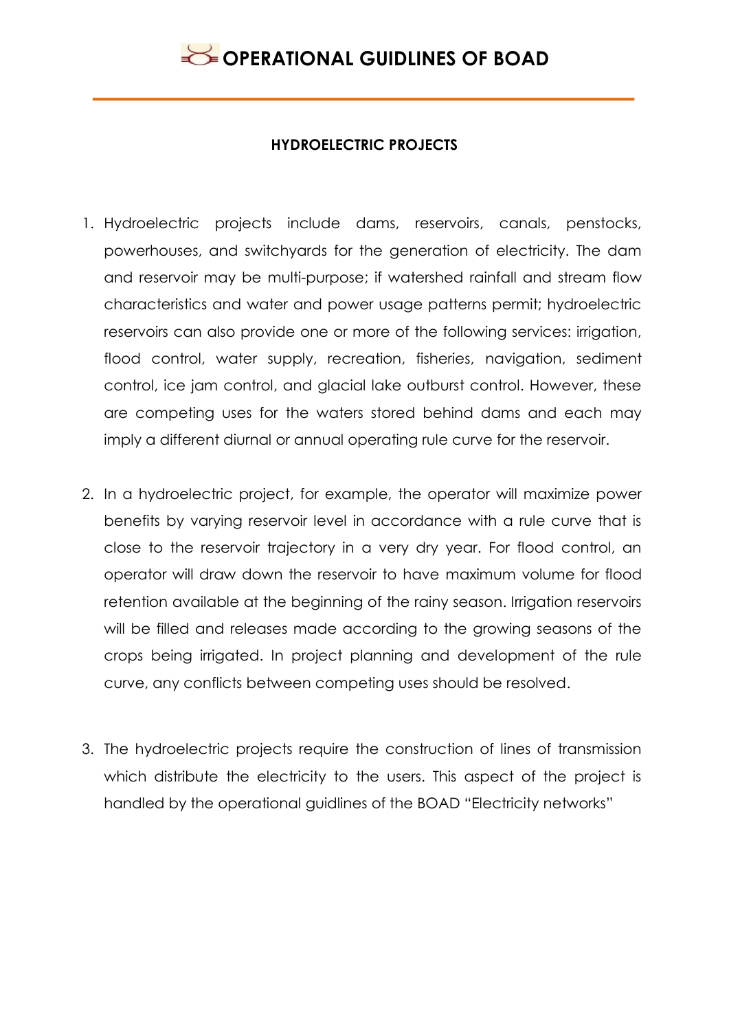# OPERATIONAL GUIDLINES OF BOAD

## HYDROELECTRIC PROJECTS

1. Hydroelectric projects include dams, reservoirs, canals, penstocks, powerhouses, and switchyards for the generation of electricity. The dam and reservoir may be multi-purpose; if watershed rainfall and stream flow characteristics and water and power usage patterns permit; hydroelectric reservoirs can also provide one or more of the following services: irrigation, flood control, water supply, recreation, fisheries, navigation, sediment control, ice jam control, and glacial lake outburst control. However, these are competing uses for the waters stored behind dams and each may imply a different diurnal or annual operating rule curve for the reservoir.

2. In a hydroelectric project, for example, the operator will maximize power benefits by varying reservoir level in accordance with a rule curve that is close to the reservoir trajectory in a very dry year. For flood control, an operator will draw down the reservoir to have maximum volume for flood retention available at the beginning of the rainy season. Irrigation reservoirs will be filled and releases made according to the growing seasons of the crops being irrigated. In project planning and development of the rule curve, any conflicts between competing uses should be resolved.

3. The hydroelectric projects require the construction of lines of transmission which distribute the electricity to the users. This aspect of the project is handled by the operational guidlines of the BOAD "Electricity networks"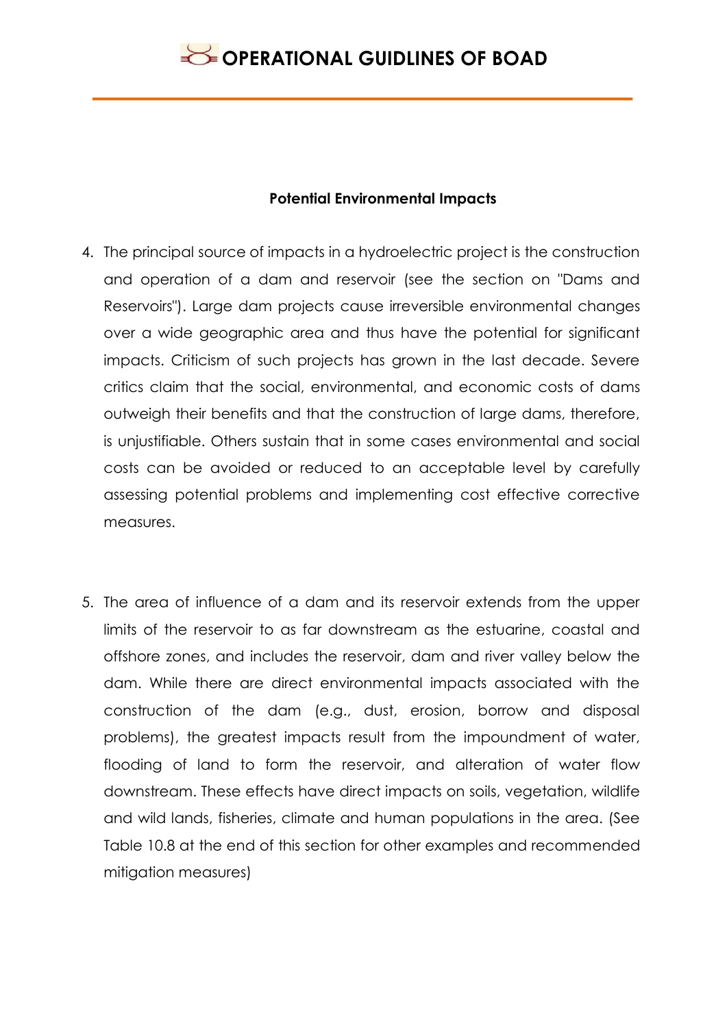### Potential Environmental Impacts

4. The principal source of impacts in a hydroelectric project is the construction and operation of a dam and reservoir (see the section on "Dams and Reservoirs"). Large dam projects cause irreversible environmental changes over a wide geographic area and thus have the potential for significant impacts. Criticism of such projects has grown in the last decade. Severe critics claim that the social, environmental, and economic costs of dams outweigh their benefits and that the construction of large dams, therefore, is unjustifiable. Others sustain that in some cases environmental and social costs can be avoided or reduced to an acceptable level by carefully assessing potential problems and implementing cost effective corrective measures.

5. The area of influence of a dam and its reservoir extends from the upper limits of the reservoir to as far downstream as the estuarine, coastal and offshore zones, and includes the reservoir, dam and river valley below the dam. While there are direct environmental impacts associated with the construction of the dam (e.g., dust, erosion, borrow and disposal problems), the greatest impacts result from the impoundment of water, flooding of land to form the reservoir, and alteration of water flow downstream. These effects have direct impacts on soils, vegetation, wildlife and wild lands, fisheries, climate and human populations in the area. (See Table 10.8 at the end of this section for other examples and recommended mitigation measures)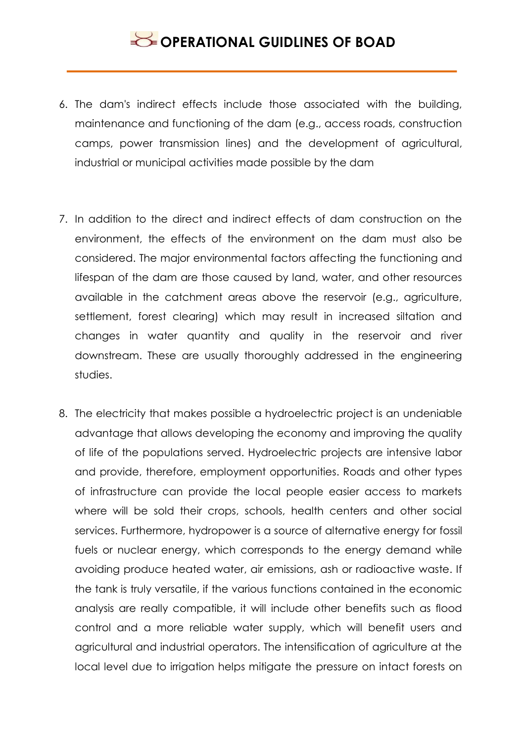6. The dam's indirect effects include those associated with the building, maintenance and functioning of the dam (e.g., access roads, construction camps, power transmission lines) and the development of agricultural, industrial or municipal activities made possible by the dam

7. In addition to the direct and indirect effects of dam construction on the environment, the effects of the environment on the dam must also be considered. The major environmental factors affecting the functioning and lifespan of the dam are those caused by land, water, and other resources available in the catchment areas above the reservoir (e.g., agriculture, settlement, forest clearing) which may result in increased siltation and changes in water quantity and quality in the reservoir and river downstream. These are usually thoroughly addressed in the engineering studies.

8. The electricity that makes possible a hydroelectric project is an undeniable advantage that allows developing the economy and improving the quality of life of the populations served. Hydroelectric projects are intensive labor and provide, therefore, employment opportunities. Roads and other types of infrastructure can provide the local people easier access to markets where will be sold their crops, schools, health centers and other social services. Furthermore, hydropower is a source of alternative energy for fossil fuels or nuclear energy, which corresponds to the energy demand while avoiding produce heated water, air emissions, ash or radioactive waste. If the tank is truly versatile, if the various functions contained in the economic analysis are really compatible, it will include other benefits such as flood control and a more reliable water supply, which will benefit users and agricultural and industrial operators. The intensification of agriculture at the local level due to irrigation helps mitigate the pressure on intact forests on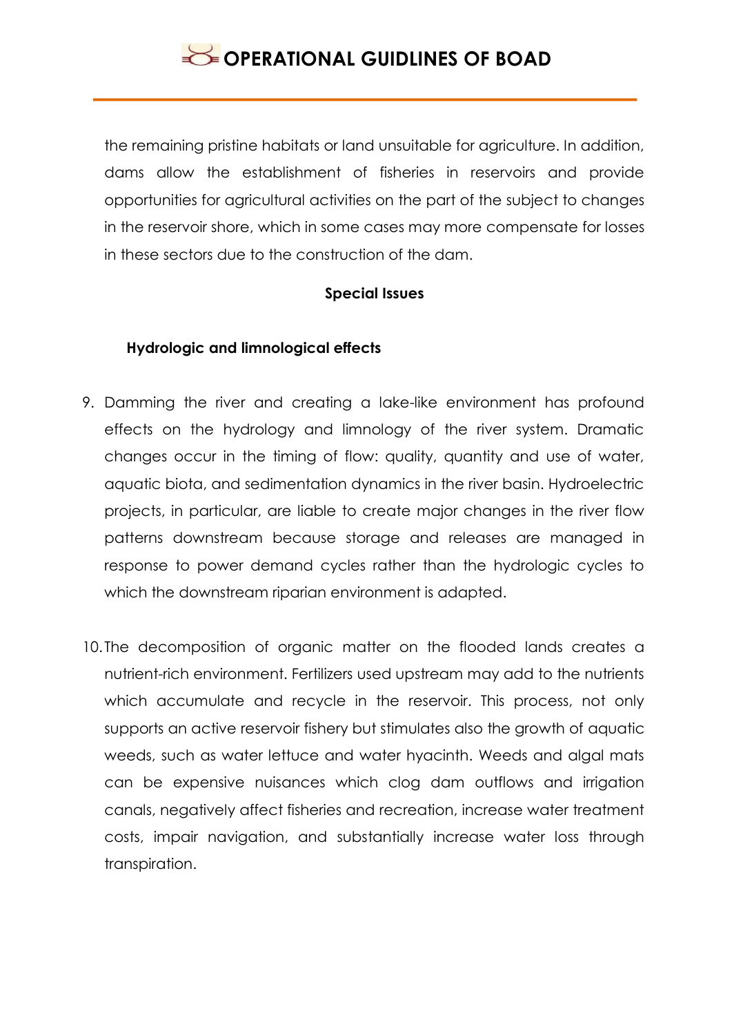the remaining pristine habitats or land unsuitable for agriculture. In addition, dams allow the establishment of fisheries in reservoirs and provide opportunities for agricultural activities on the part of the subject to changes in the reservoir shore, which in some cases may more compensate for losses in these sectors due to the construction of the dam.

**Special Issues**

**Hydrologic and limnological effects**

9. Damming the river and creating a lake-like environment has profound effects on the hydrology and limnology of the river system. Dramatic changes occur in the timing of flow: quality, quantity and use of water, aquatic biota, and sedimentation dynamics in the river basin. Hydroelectric projects, in particular, are liable to create major changes in the river flow patterns downstream because storage and releases are managed in response to power demand cycles rather than the hydrologic cycles to which the downstream riparian environment is adapted.

10. The decomposition of organic matter on the flooded lands creates a nutrient-rich environment. Fertilizers used upstream may add to the nutrients which accumulate and recycle in the reservoir. This process, not only supports an active reservoir fishery but stimulates also the growth of aquatic weeds, such as water lettuce and water hyacinth. Weeds and algal mats can be expensive nuisances which clog dam outflows and irrigation canals, negatively affect fisheries and recreation, increase water treatment costs, impair navigation, and substantially increase water loss through transpiration.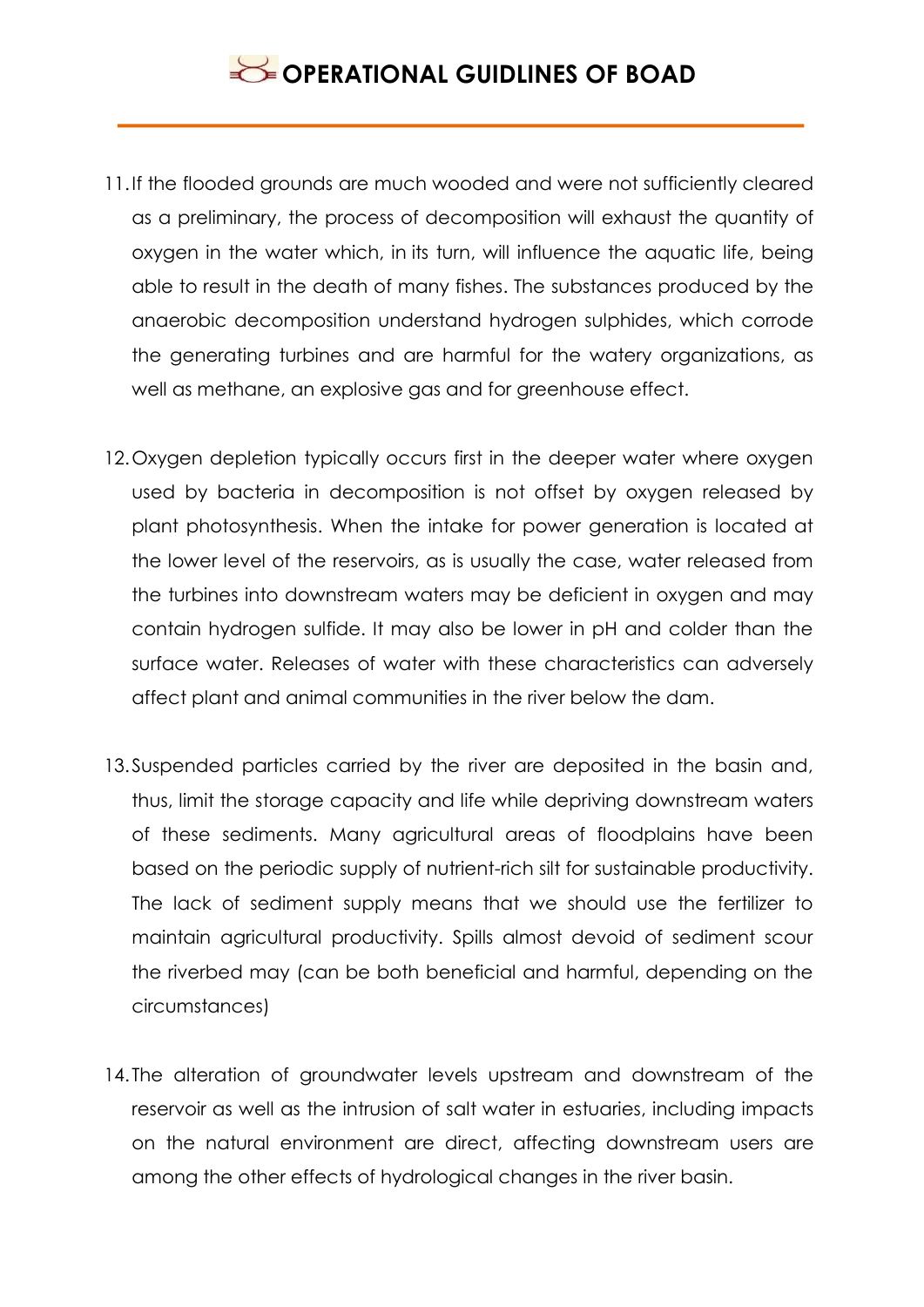11. If the flooded grounds are much wooded and were not sufficiently cleared as a preliminary, the process of decomposition will exhaust the quantity of oxygen in the water which, in its turn, will influence the aquatic life, being able to result in the death of many fishes. The substances produced by the anaerobic decomposition understand hydrogen sulphides, which corrode the generating turbines and are harmful for the watery organizations, as well as methane, an explosive gas and for greenhouse effect.

12. Oxygen depletion typically occurs first in the deeper water where oxygen used by bacteria in decomposition is not offset by oxygen released by plant photosynthesis. When the intake for power generation is located at the lower level of the reservoirs, as is usually the case, water released from the turbines into downstream waters may be deficient in oxygen and may contain hydrogen sulfide. It may also be lower in pH and colder than the surface water. Releases of water with these characteristics can adversely affect plant and animal communities in the river below the dam.

13. Suspended particles carried by the river are deposited in the basin and, thus, limit the storage capacity and life while depriving downstream waters of these sediments. Many agricultural areas of floodplains have been based on the periodic supply of nutrient-rich silt for sustainable productivity. The lack of sediment supply means that we should use the fertilizer to maintain agricultural productivity. Spills almost devoid of sediment scour the riverbed may (can be both beneficial and harmful, depending on the circumstances)

14. The alteration of groundwater levels upstream and downstream of the reservoir as well as the intrusion of salt water in estuaries, including impacts on the natural environment are direct, affecting downstream users are among the other effects of hydrological changes in the river basin.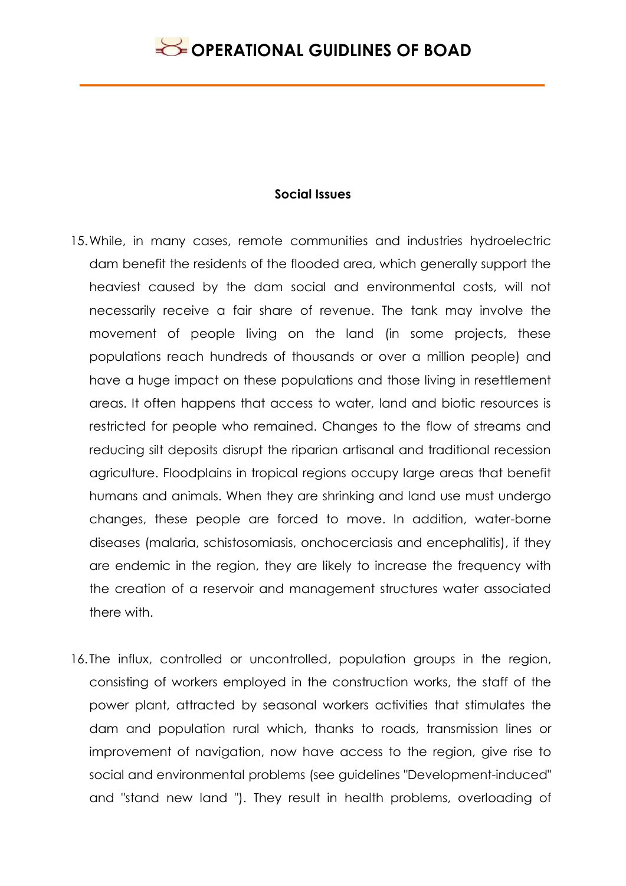## Social Issues

15. While, in many cases, remote communities and industries hydroelectric dam benefit the residents of the flooded area, which generally support the heaviest caused by the dam social and environmental costs, will not necessarily receive a fair share of revenue. The tank may involve the movement of people living on the land (in some projects, these populations reach hundreds of thousands or over a million people) and have a huge impact on these populations and those living in resettlement areas. It often happens that access to water, land and biotic resources is restricted for people who remained. Changes to the flow of streams and reducing silt deposits disrupt the riparian artisanal and traditional recession agriculture. Floodplains in tropical regions occupy large areas that benefit humans and animals. When they are shrinking and land use must undergo changes, these people are forced to move. In addition, water-borne diseases (malaria, schistosomiasis, onchocerciasis and encephalitis), if they are endemic in the region, they are likely to increase the frequency with the creation of a reservoir and management structures water associated there with.

16. The influx, controlled or uncontrolled, population groups in the region, consisting of workers employed in the construction works, the staff of the power plant, attracted by seasonal workers activities that stimulates the dam and population rural which, thanks to roads, transmission lines or improvement of navigation, now have access to the region, give rise to social and environmental problems (see guidelines "Development-induced" and "stand new land "). They result in health problems, overloading of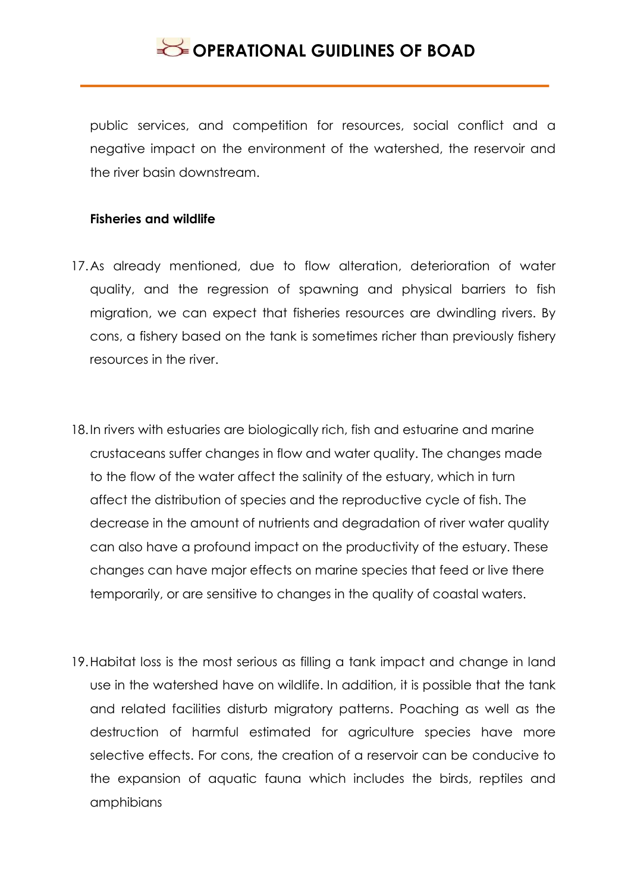public services, and competition for resources, social conflict and a negative impact on the environment of the watershed, the reservoir and the river basin downstream.

**Fisheries and wildlife**

17. As already mentioned, due to flow alteration, deterioration of water quality, and the regression of spawning and physical barriers to fish migration, we can expect that fisheries resources are dwindling rivers. By cons, a fishery based on the tank is sometimes richer than previously fishery resources in the river.

18. In rivers with estuaries are biologically rich, fish and estuarine and marine crustaceans suffer changes in flow and water quality. The changes made to the flow of the water affect the salinity of the estuary, which in turn affect the distribution of species and the reproductive cycle of fish. The decrease in the amount of nutrients and degradation of river water quality can also have a profound impact on the productivity of the estuary. These changes can have major effects on marine species that feed or live there temporarily, or are sensitive to changes in the quality of coastal waters.

19. Habitat loss is the most serious as filling a tank impact and change in land use in the watershed have on wildlife. In addition, it is possible that the tank and related facilities disturb migratory patterns. Poaching as well as the destruction of harmful estimated for agriculture species have more selective effects. For cons, the creation of a reservoir can be conducive to the expansion of aquatic fauna which includes the birds, reptiles and amphibians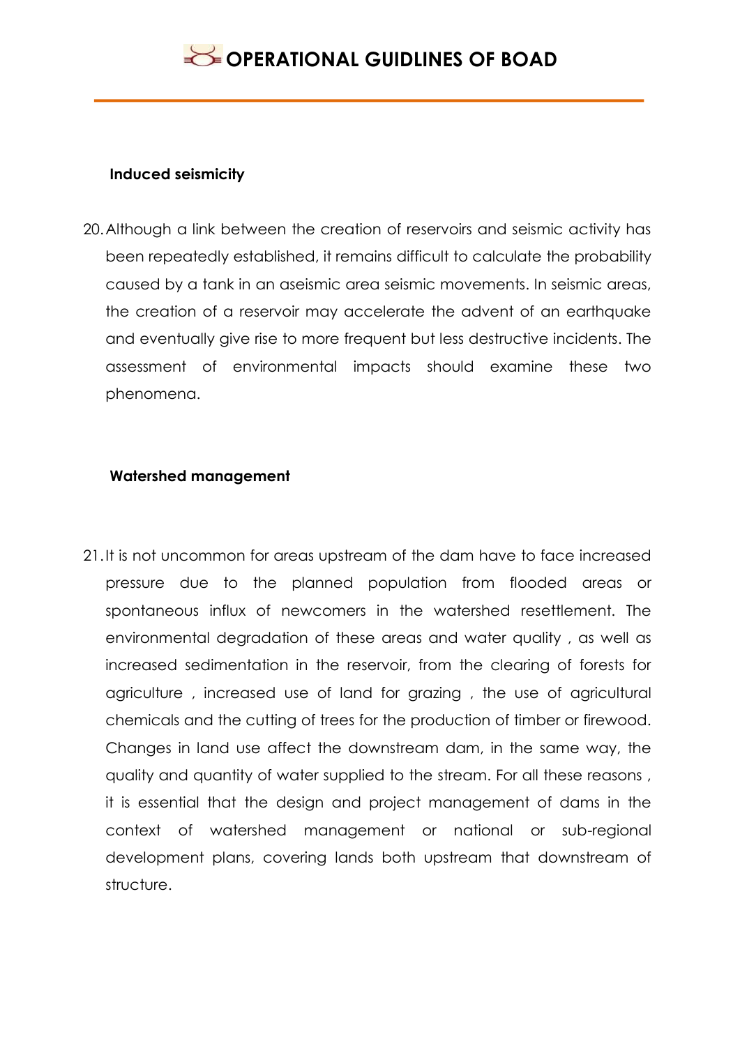**Induced seismicity**

20. Although a link between the creation of reservoirs and seismic activity has been repeatedly established, it remains difficult to calculate the probability caused by a tank in an aseismic area seismic movements. In seismic areas, the creation of a reservoir may accelerate the advent of an earthquake and eventually give rise to more frequent but less destructive incidents. The assessment of environmental impacts should examine these two phenomena.

**Watershed management**

21. It is not uncommon for areas upstream of the dam have to face increased pressure due to the planned population from flooded areas or spontaneous influx of newcomers in the watershed resettlement. The environmental degradation of these areas and water quality , as well as increased sedimentation in the reservoir, from the clearing of forests for agriculture , increased use of land for grazing , the use of agricultural chemicals and the cutting of trees for the production of timber or firewood. Changes in land use affect the downstream dam, in the same way, the quality and quantity of water supplied to the stream. For all these reasons , it is essential that the design and project management of dams in the context of watershed management or national or sub-regional development plans, covering lands both upstream that downstream of structure.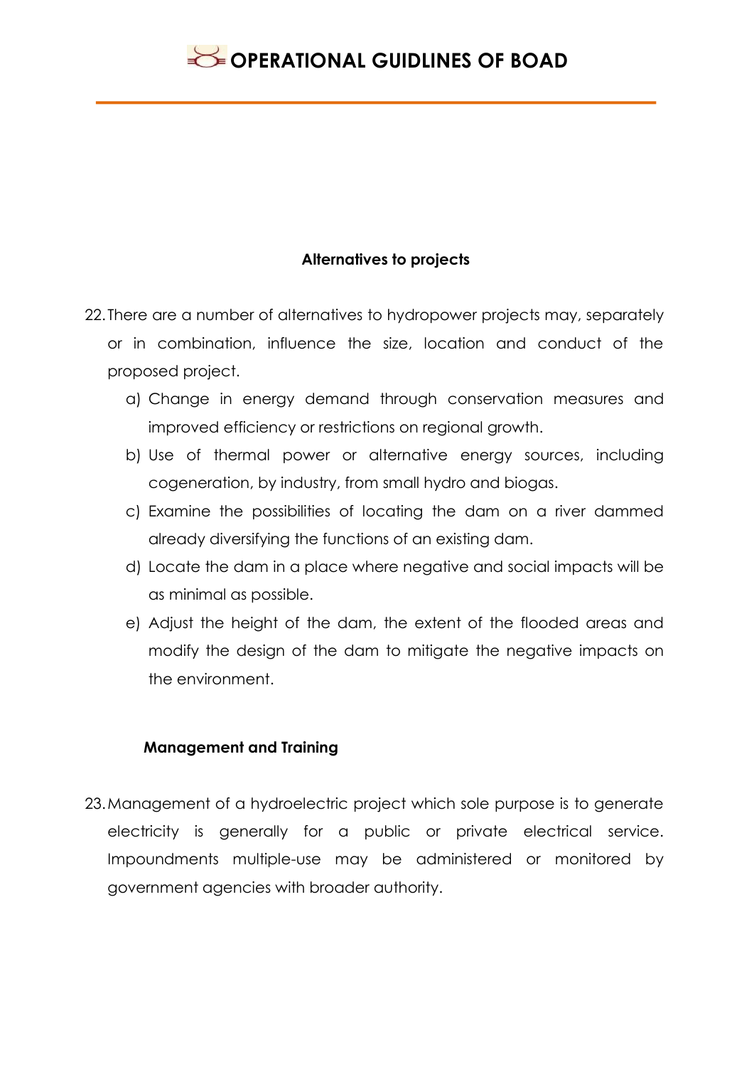### Alternatives to projects

22. There are a number of alternatives to hydropower projects may, separately or in combination, influence the size, location and conduct of the proposed project.
    a) Change in energy demand through conservation measures and improved efficiency or restrictions on regional growth.
    b) Use of thermal power or alternative energy sources, including cogeneration, by industry, from small hydro and biogas.
    c) Examine the possibilities of locating the dam on a river dammed already diversifying the functions of an existing dam.
    d) Locate the dam in a place where negative and social impacts will be as minimal as possible.
    e) Adjust the height of the dam, the extent of the flooded areas and modify the design of the dam to mitigate the negative impacts on the environment.

### Management and Training

23. Management of a hydroelectric project which sole purpose is to generate electricity is generally for a public or private electrical service. Impoundments multiple-use may be administered or monitored by government agencies with broader authority.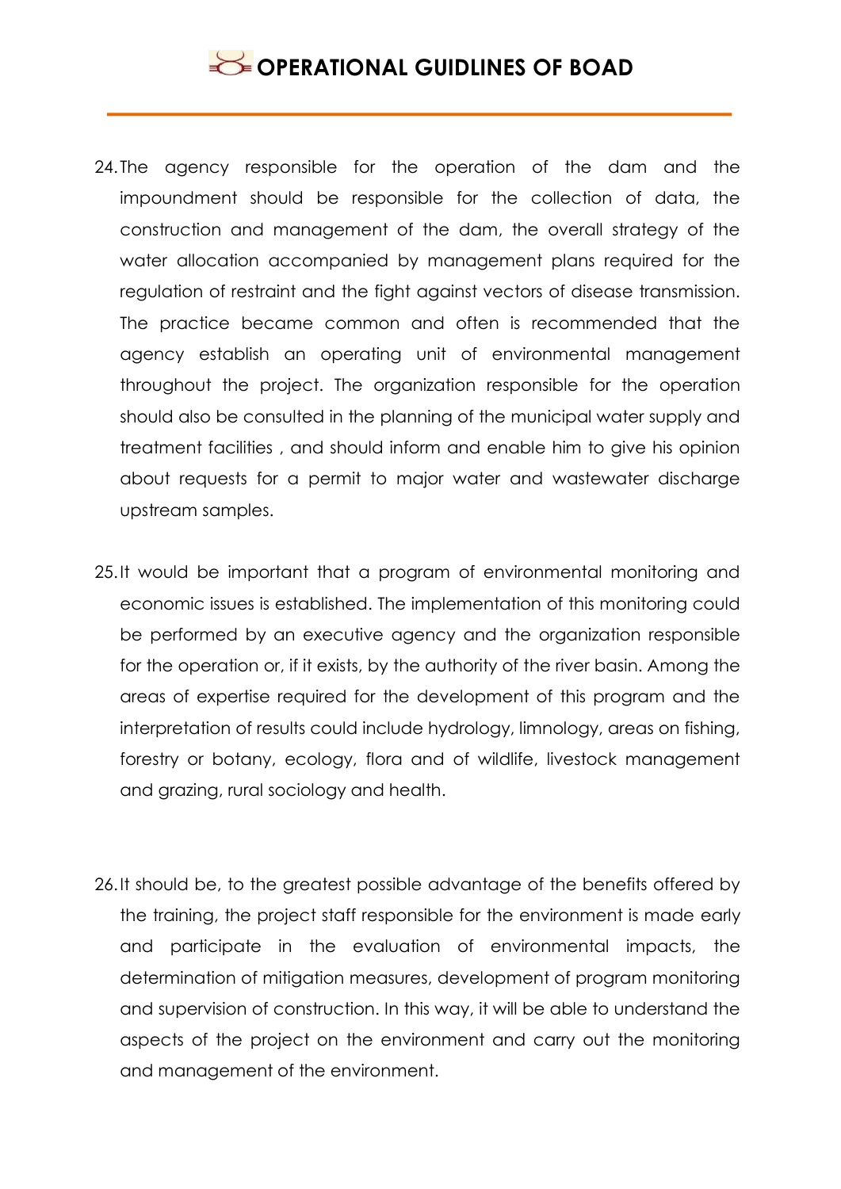24. The agency responsible for the operation of the dam and the impoundment should be responsible for the collection of data, the construction and management of the dam, the overall strategy of the water allocation accompanied by management plans required for the regulation of restraint and the fight against vectors of disease transmission. The practice became common and often is recommended that the agency establish an operating unit of environmental management throughout the project. The organization responsible for the operation should also be consulted in the planning of the municipal water supply and treatment facilities , and should inform and enable him to give his opinion about requests for a permit to major water and wastewater discharge upstream samples.

25. It would be important that a program of environmental monitoring and economic issues is established. The implementation of this monitoring could be performed by an executive agency and the organization responsible for the operation or, if it exists, by the authority of the river basin. Among the areas of expertise required for the development of this program and the interpretation of results could include hydrology, limnology, areas on fishing, forestry or botany, ecology, flora and of wildlife, livestock management and grazing, rural sociology and health.

26. It should be, to the greatest possible advantage of the benefits offered by the training, the project staff responsible for the environment is made early and participate in the evaluation of environmental impacts, the determination of mitigation measures, development of program monitoring and supervision of construction. In this way, it will be able to understand the aspects of the project on the environment and carry out the monitoring and management of the environment.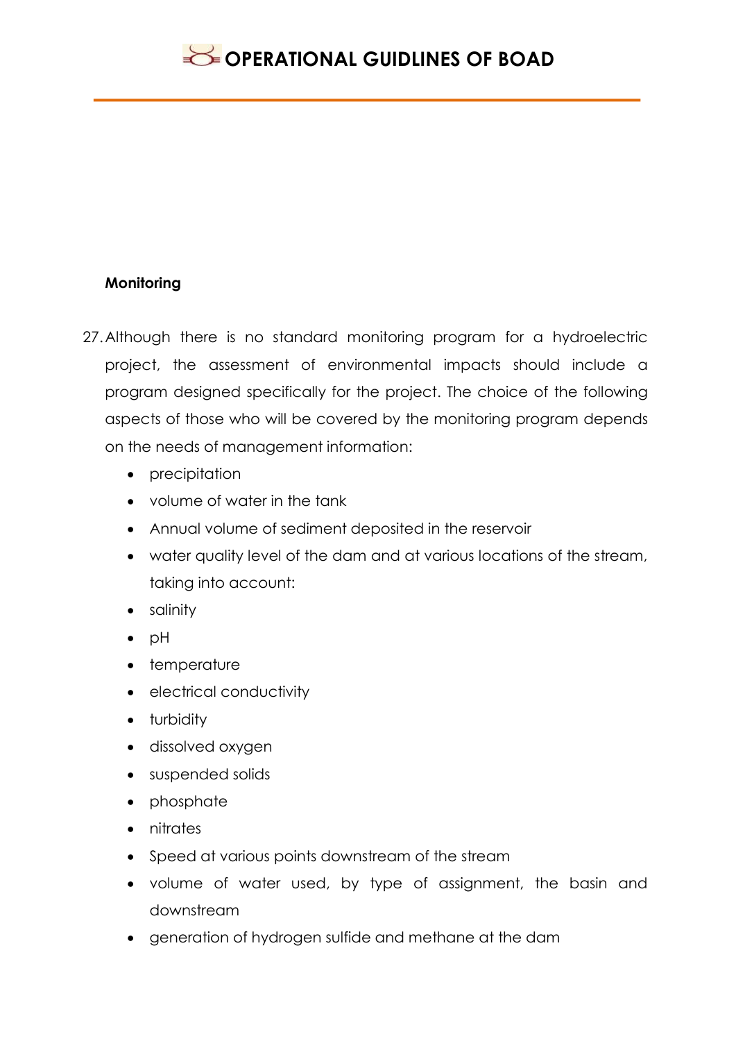**Monitoring**

27. Although there is no standard monitoring program for a hydroelectric project, the assessment of environmental impacts should include a program designed specifically for the project. The choice of the following aspects of those who will be covered by the monitoring program depends on the needs of management information:

    - precipitation
    - volume of water in the tank
    - Annual volume of sediment deposited in the reservoir
    - water quality level of the dam and at various locations of the stream, taking into account:
    - salinity
    - pH
    - temperature
    - electrical conductivity
    - turbidity
    - dissolved oxygen
    - suspended solids
    - phosphate
    - nitrates
    - Speed at various points downstream of the stream
    - volume of water used, by type of assignment, the basin and downstream
    - generation of hydrogen sulfide and methane at the dam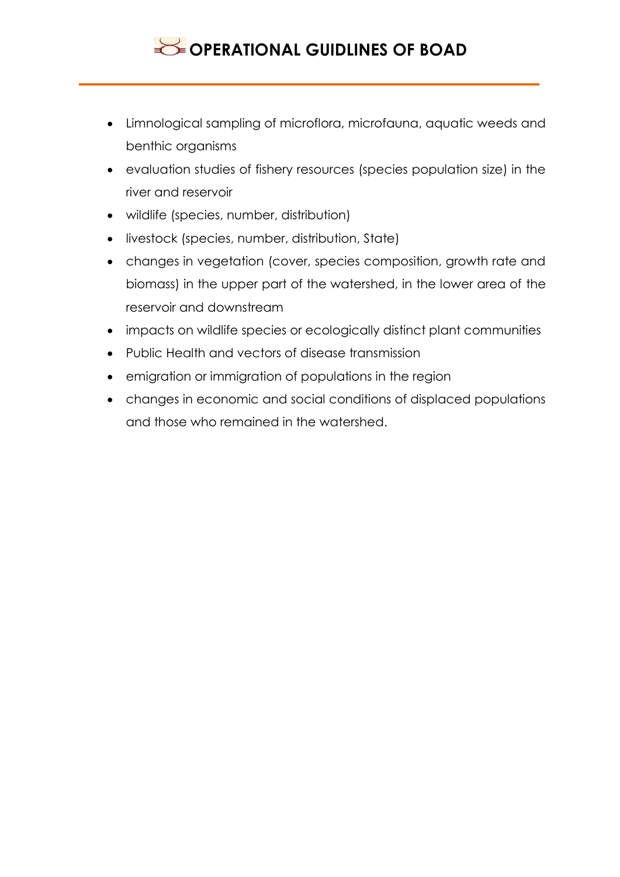- Limnological sampling of microflora, microfauna, aquatic weeds and benthic organisms
- evaluation studies of fishery resources (species population size) in the river and reservoir
- wildlife (species, number, distribution)
- livestock (species, number, distribution, State)
- changes in vegetation (cover, species composition, growth rate and biomass) in the upper part of the watershed, in the lower area of the reservoir and downstream
- impacts on wildlife species or ecologically distinct plant communities
- Public Health and vectors of disease transmission
- emigration or immigration of populations in the region
- changes in economic and social conditions of displaced populations and those who remained in the watershed.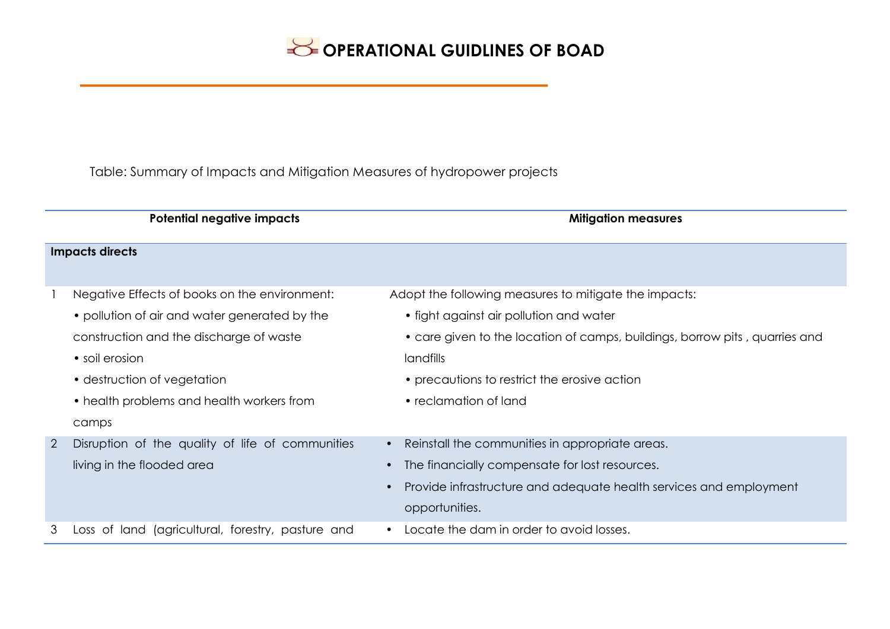Table: Summary of Impacts and Mitigation Measures of hydropower projects

| | Potential negative impacts | Mitigation measures |
|---|---|---|
| **Impacts directs** | | |
| 1 | Negative Effects of books on the environment:<br>• pollution of air and water generated by the construction and the discharge of waste<br>• soil erosion<br>• destruction of vegetation<br>• health problems and health workers from camps | Adopt the following measures to mitigate the impacts:<br>• fight against air pollution and water<br>• care given to the location of camps, buildings, borrow pits , quarries and landfills<br>• precautions to restrict the erosive action<br>• reclamation of land |
| 2 | Disruption of the quality of life of communities living in the flooded area | • Reinstall the communities in appropriate areas.<br>• The financially compensate for lost resources.<br>• Provide infrastructure and adequate health services and employment opportunities. |
| 3 | Loss of land (agricultural, forestry, pasture and | • Locate the dam in order to avoid losses. |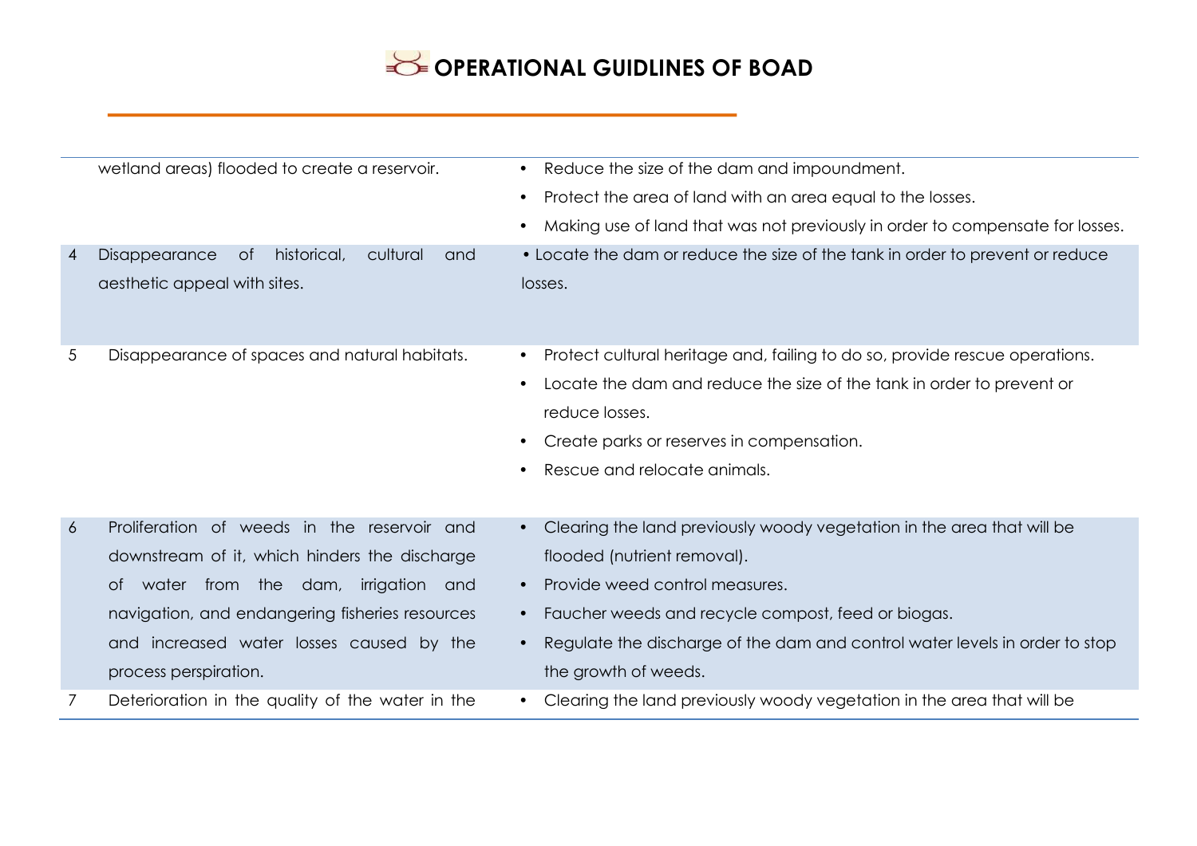| | | |
|---|---|---|
| | wetland areas) flooded to create a reservoir. | • Reduce the size of the dam and impoundment.<br>• Protect the area of land with an area equal to the losses.<br>• Making use of land that was not previously in order to compensate for losses. |
| 4 | Disappearance of historical, cultural and aesthetic appeal with sites. | • Locate the dam or reduce the size of the tank in order to prevent or reduce losses. |
| 5 | Disappearance of spaces and natural habitats. | • Protect cultural heritage and, failing to do so, provide rescue operations.<br>• Locate the dam and reduce the size of the tank in order to prevent or reduce losses.<br>• Create parks or reserves in compensation.<br>• Rescue and relocate animals. |
| 6 | Proliferation of weeds in the reservoir and downstream of it, which hinders the discharge of water from the dam, irrigation and navigation, and endangering fisheries resources and increased water losses caused by the process perspiration. | • Clearing the land previously woody vegetation in the area that will be flooded (nutrient removal).<br>• Provide weed control measures.<br>• Faucher weeds and recycle compost, feed or biogas.<br>• Regulate the discharge of the dam and control water levels in order to stop the growth of weeds. |
| 7 | Deterioration in the quality of the water in the | • Clearing the land previously woody vegetation in the area that will be |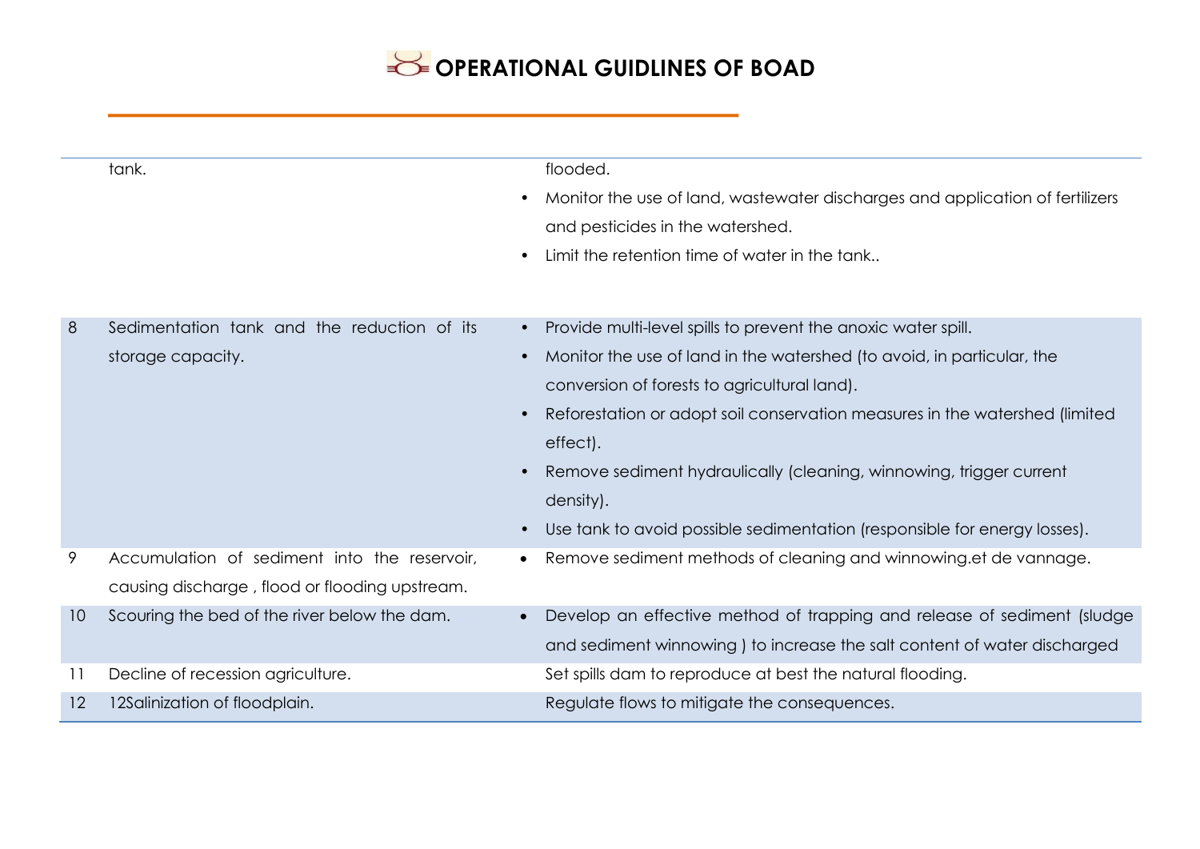| | | |
|---|---|---|
| | tank. | flooded.<br>• Monitor the use of land, wastewater discharges and application of fertilizers and pesticides in the watershed.<br>• Limit the retention time of water in the tank.. |
| 8 | Sedimentation tank and the reduction of its storage capacity. | • Provide multi-level spills to prevent the anoxic water spill.<br>• Monitor the use of land in the watershed (to avoid, in particular, the conversion of forests to agricultural land).<br>• Reforestation or adopt soil conservation measures in the watershed (limited effect).<br>• Remove sediment hydraulically (cleaning, winnowing, trigger current density).<br>• Use tank to avoid possible sedimentation (responsible for energy losses). |
| 9 | Accumulation of sediment into the reservoir, causing discharge , flood or flooding upstream. | • Remove sediment methods of cleaning and winnowing.et de vannage. |
| 10 | Scouring the bed of the river below the dam. | • Develop an effective method of trapping and release of sediment (sludge and sediment winnowing ) to increase the salt content of water discharged |
| 11 | Decline of recession agriculture. | Set spills dam to reproduce at best the natural flooding. |
| 12 | 12Salinization of floodplain. | Regulate flows to mitigate the consequences. |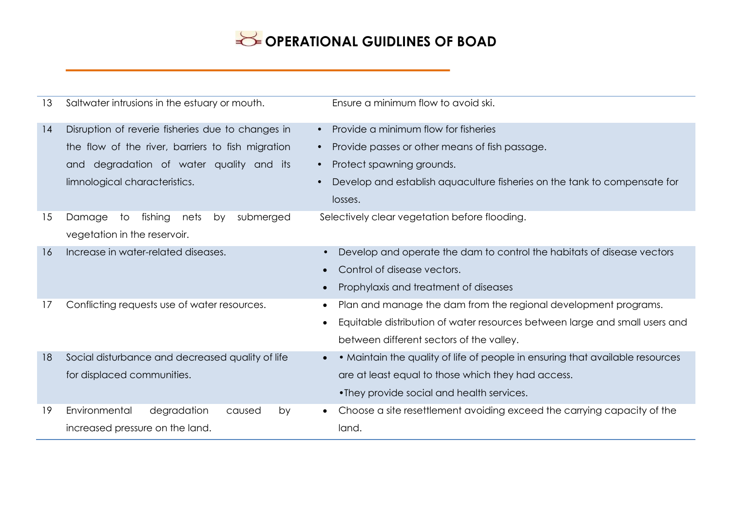| | | |
|---|---|---|
| 13 | Saltwater intrusions in the estuary or mouth. | Ensure a minimum flow to avoid ski. |
| 14 | Disruption of reverie fisheries due to changes in the flow of the river, barriers to fish migration and degradation of water quality and its limnological characteristics. | • Provide a minimum flow for fisheries<br>• Provide passes or other means of fish passage.<br>• Protect spawning grounds.<br>• Develop and establish aquaculture fisheries on the tank to compensate for losses. |
| 15 | Damage to fishing nets by submerged vegetation in the reservoir. | Selectively clear vegetation before flooding. |
| 16 | Increase in water-related diseases. | • Develop and operate the dam to control the habitats of disease vectors<br>• Control of disease vectors.<br>• Prophylaxis and treatment of diseases |
| 17 | Conflicting requests use of water resources. | • Plan and manage the dam from the regional development programs.<br>• Equitable distribution of water resources between large and small users and between different sectors of the valley. |
| 18 | Social disturbance and decreased quality of life for displaced communities. | • • Maintain the quality of life of people in ensuring that available resources are at least equal to those which they had access.<br>•They provide social and health services. |
| 19 | Environmental degradation caused by increased pressure on the land. | • Choose a site resettlement avoiding exceed the carrying capacity of the land. |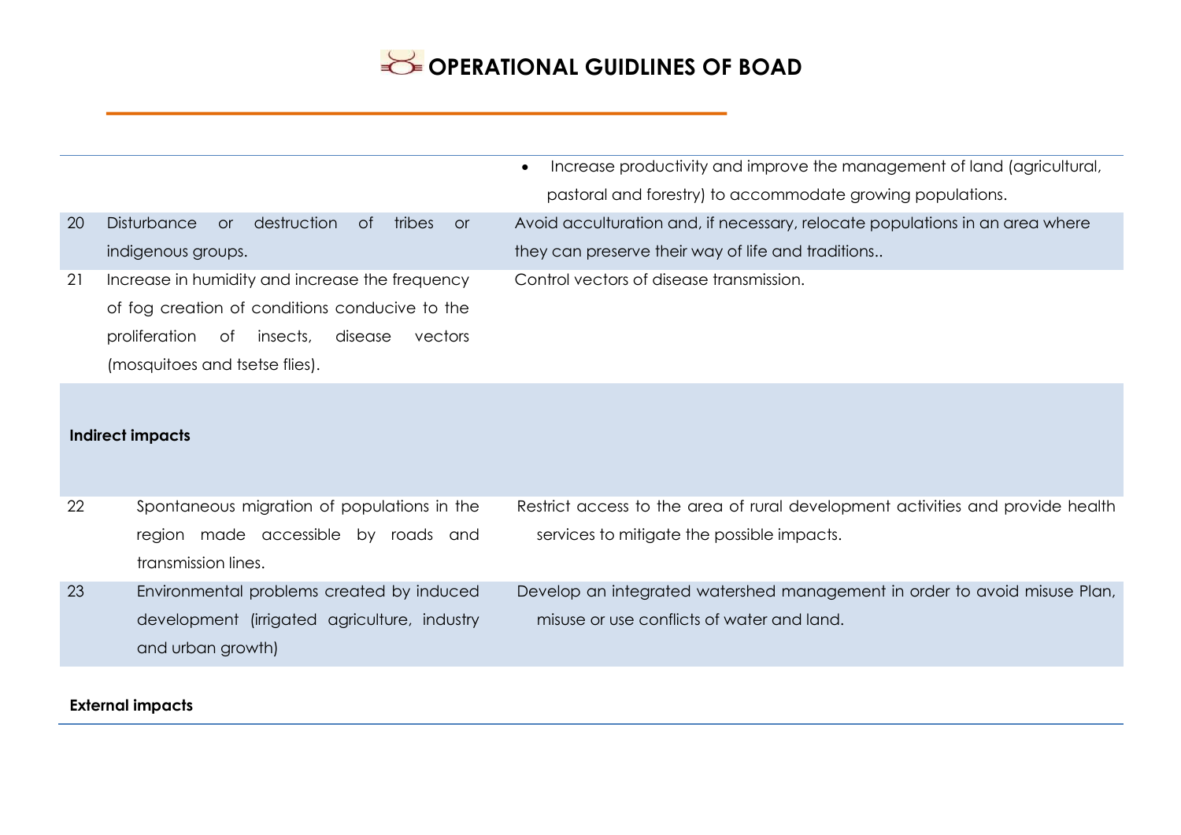| | | |
|---|---|---|
| | | • Increase productivity and improve the management of land (agricultural, pastoral and forestry) to accommodate growing populations. |
| 20 | Disturbance or destruction of tribes or indigenous groups. | Avoid acculturation and, if necessary, relocate populations in an area where they can preserve their way of life and traditions.. |
| 21 | Increase in humidity and increase the frequency of fog creation of conditions conducive to the proliferation of insects, disease vectors (mosquitoes and tsetse flies). | Control vectors of disease transmission. |
| **Indirect impacts** | | |
| 22 | Spontaneous migration of populations in the region made accessible by roads and transmission lines. | Restrict access to the area of rural development activities and provide health services to mitigate the possible impacts. |
| 23 | Environmental problems created by induced development (irrigated agriculture, industry and urban growth) | Develop an integrated watershed management in order to avoid misuse Plan, misuse or use conflicts of water and land. |
| **External impacts** | | |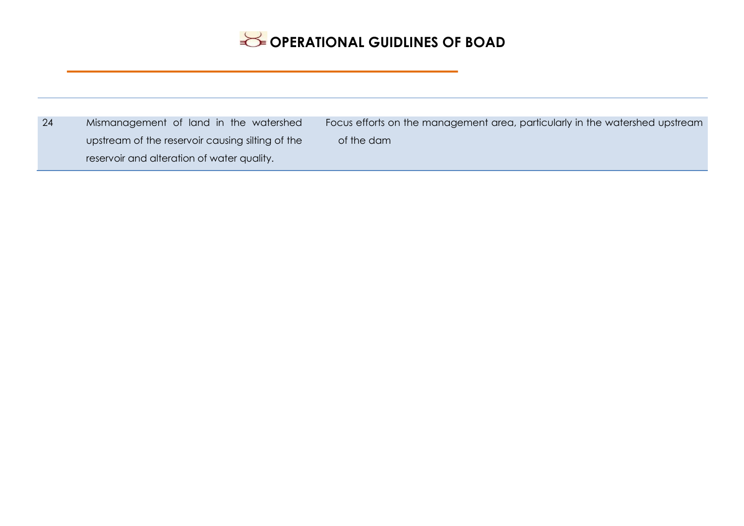| | | |
|---|---|---|
| 24 | Mismanagement of land in the watershed upstream of the reservoir causing silting of the reservoir and alteration of water quality. | Focus efforts on the management area, particularly in the watershed upstream of the dam |